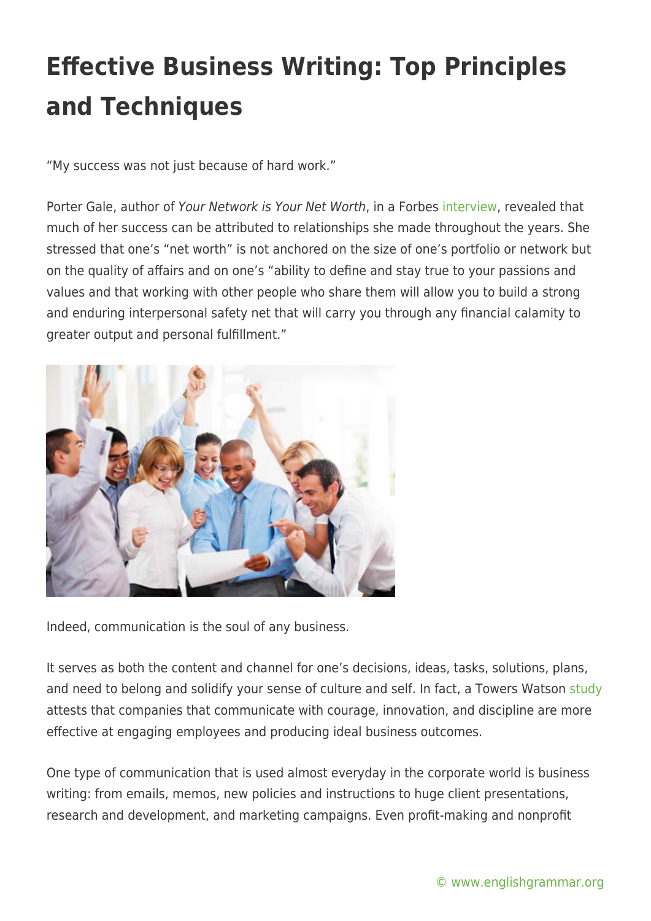# Effective Business Writing: Top Principles and Techniques

"My success was not just because of hard work."

Porter Gale, author of *Your Network is Your Net Worth*, in a Forbes interview, revealed that much of her success can be attributed to relationships she made throughout the years. She stressed that one's "net worth" is not anchored on the size of one's portfolio or network but on the quality of affairs and on one's "ability to define and stay true to your passions and values and that working with other people who share them will allow you to build a strong and enduring interpersonal safety net that will carry you through any financial calamity to greater output and personal fulfillment."

Indeed, communication is the soul of any business.

It serves as both the content and channel for one's decisions, ideas, tasks, solutions, plans, and need to belong and solidify your sense of culture and self. In fact, a Towers Watson study attests that companies that communicate with courage, innovation, and discipline are more effective at engaging employees and producing ideal business outcomes.

One type of communication that is used almost everyday in the corporate world is business writing: from emails, memos, new policies and instructions to huge client presentations, research and development, and marketing campaigns. Even profit-making and nonprofit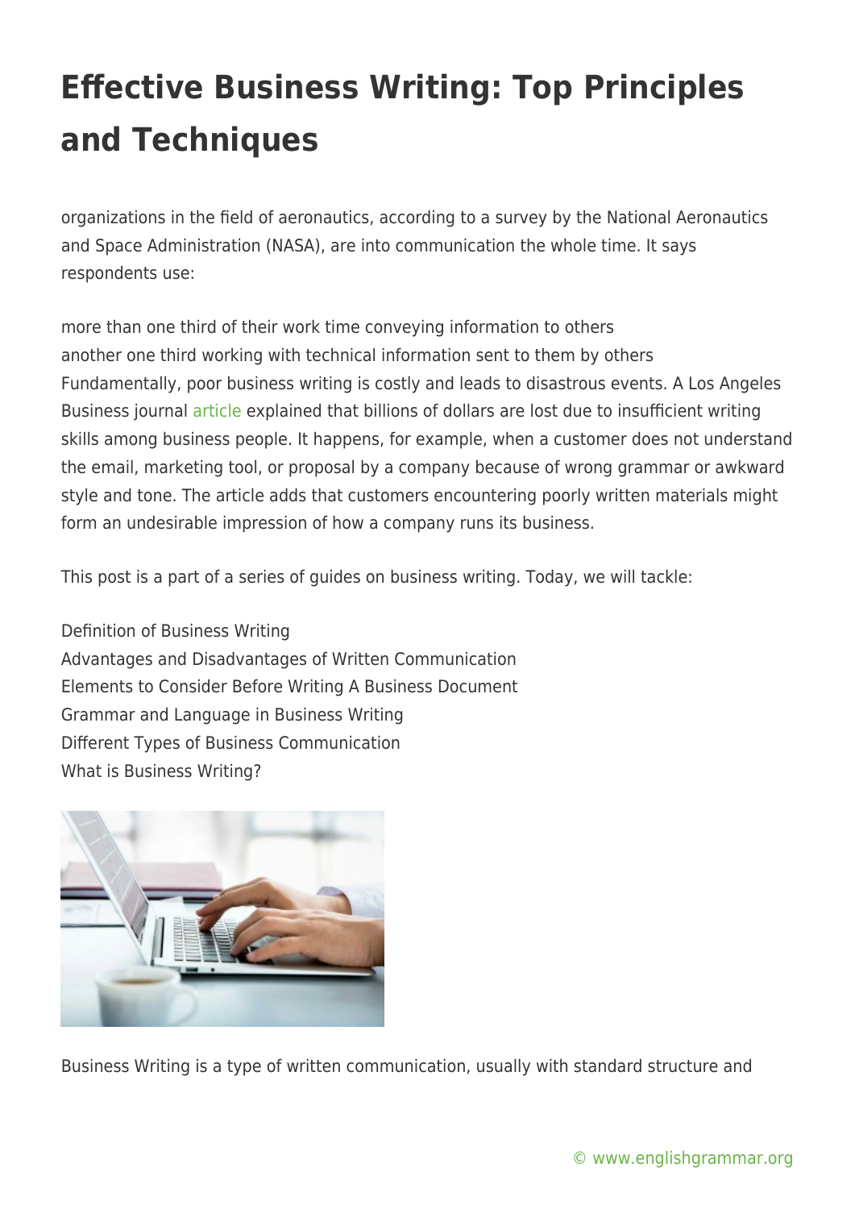# Effective Business Writing: Top Principles and Techniques

organizations in the field of aeronautics, according to a survey by the National Aeronautics and Space Administration (NASA), are into communication the whole time. It says respondents use:

- more than one third of their work time conveying information to others
- another one third working with technical information sent to them by others

Fundamentally, poor business writing is costly and leads to disastrous events. A Los Angeles Business journal article explained that billions of dollars are lost due to insufficient writing skills among business people. It happens, for example, when a customer does not understand the email, marketing tool, or proposal by a company because of wrong grammar or awkward style and tone. The article adds that customers encountering poorly written materials might form an undesirable impression of how a company runs its business.

This post is a part of a series of guides on business writing. Today, we will tackle:

- Definition of Business Writing
- Advantages and Disadvantages of Written Communication
- Elements to Consider Before Writing A Business Document
- Grammar and Language in Business Writing
- Different Types of Business Communication

## What is Business Writing?

Business Writing is a type of written communication, usually with standard structure and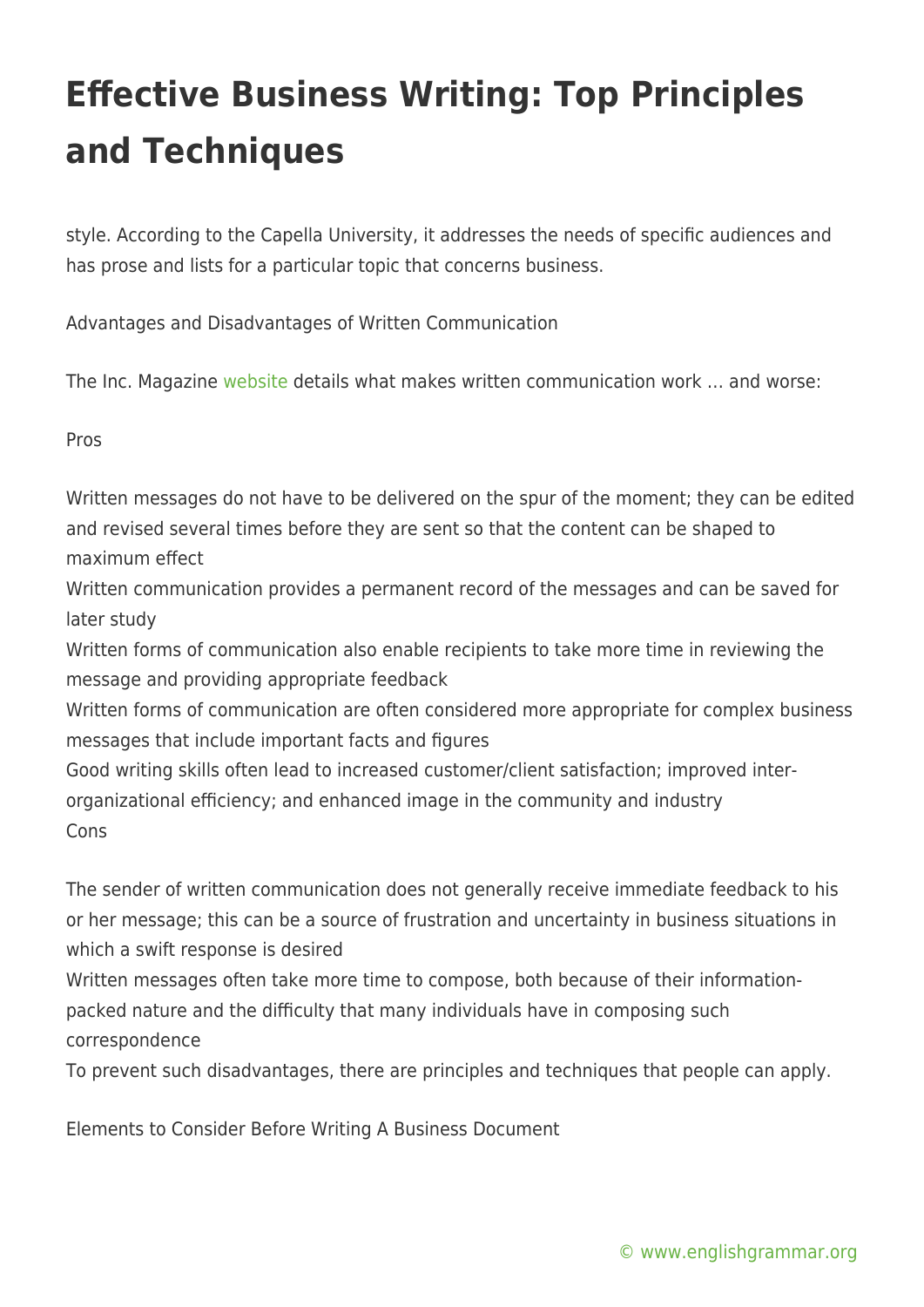style. According to the Capella University, it addresses the needs of specific audiences and has prose and lists for a particular topic that concerns business.

Advantages and Disadvantages of Written Communication

The Inc. Magazine website details what makes written communication work … and worse:

Pros

- Written messages do not have to be delivered on the spur of the moment; they can be edited and revised several times before they are sent so that the content can be shaped to maximum effect
- Written communication provides a permanent record of the messages and can be saved for later study
- Written forms of communication also enable recipients to take more time in reviewing the message and providing appropriate feedback
- Written forms of communication are often considered more appropriate for complex business messages that include important facts and figures
- Good writing skills often lead to increased customer/client satisfaction; improved inter-organizational efficiency; and enhanced image in the community and industry

Cons

- The sender of written communication does not generally receive immediate feedback to his or her message; this can be a source of frustration and uncertainty in business situations in which a swift response is desired
- Written messages often take more time to compose, both because of their information-packed nature and the difficulty that many individuals have in composing such correspondence

To prevent such disadvantages, there are principles and techniques that people can apply.

Elements to Consider Before Writing A Business Document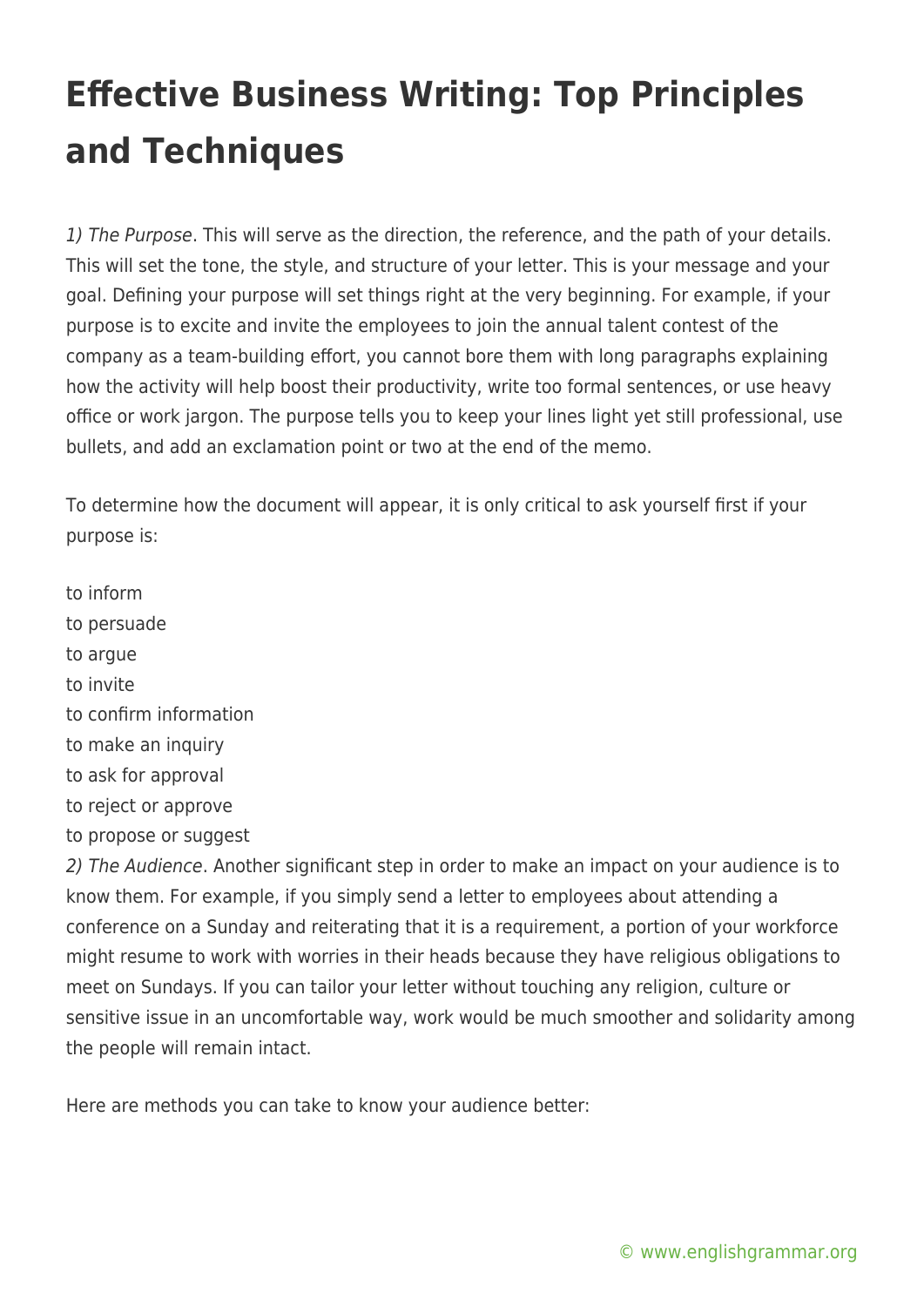# Effective Business Writing: Top Principles and Techniques

*1) The Purpose*. This will serve as the direction, the reference, and the path of your details. This will set the tone, the style, and structure of your letter. This is your message and your goal. Defining your purpose will set things right at the very beginning. For example, if your purpose is to excite and invite the employees to join the annual talent contest of the company as a team-building effort, you cannot bore them with long paragraphs explaining how the activity will help boost their productivity, write too formal sentences, or use heavy office or work jargon. The purpose tells you to keep your lines light yet still professional, use bullets, and add an exclamation point or two at the end of the memo.

To determine how the document will appear, it is only critical to ask yourself first if your purpose is:

- to inform
- to persuade
- to argue
- to invite
- to confirm information
- to make an inquiry
- to ask for approval
- to reject or approve
- to propose or suggest

*2) The Audience*. Another significant step in order to make an impact on your audience is to know them. For example, if you simply send a letter to employees about attending a conference on a Sunday and reiterating that it is a requirement, a portion of your workforce might resume to work with worries in their heads because they have religious obligations to meet on Sundays. If you can tailor your letter without touching any religion, culture or sensitive issue in an uncomfortable way, work would be much smoother and solidarity among the people will remain intact.

Here are methods you can take to know your audience better: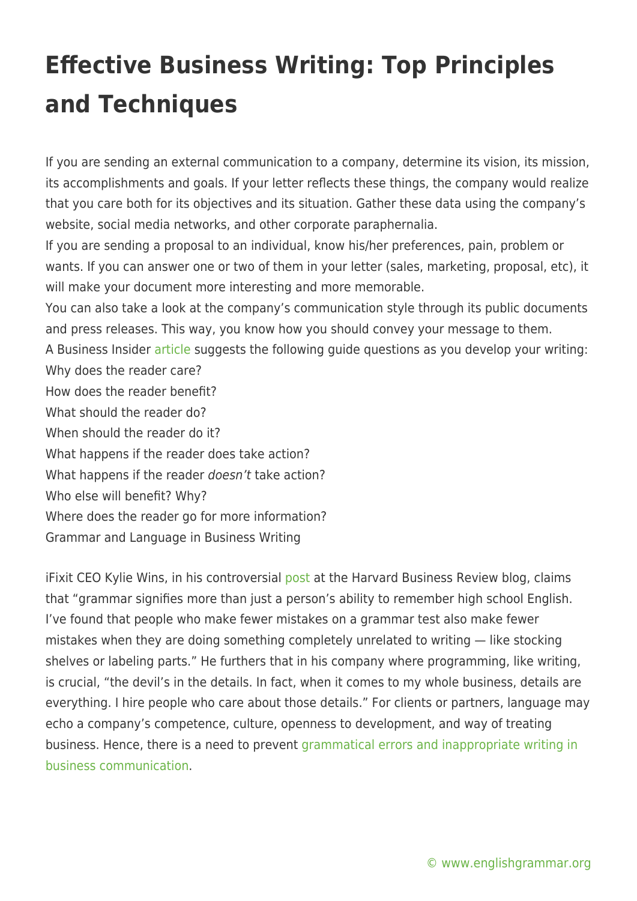# Effective Business Writing: Top Principles and Techniques

If you are sending an external communication to a company, determine its vision, its mission, its accomplishments and goals. If your letter reflects these things, the company would realize that you care both for its objectives and its situation. Gather these data using the company's website, social media networks, and other corporate paraphernalia.

If you are sending a proposal to an individual, know his/her preferences, pain, problem or wants. If you can answer one or two of them in your letter (sales, marketing, proposal, etc), it will make your document more interesting and more memorable.

You can also take a look at the company's communication style through its public documents and press releases. This way, you know how you should convey your message to them.

A Business Insider article suggests the following guide questions as you develop your writing:

Why does the reader care?

How does the reader benefit?

What should the reader do?

When should the reader do it?

What happens if the reader does take action?

What happens if the reader *doesn't* take action?

Who else will benefit? Why?

Where does the reader go for more information?

Grammar and Language in Business Writing

iFixit CEO Kylie Wins, in his controversial post at the Harvard Business Review blog, claims that "grammar signifies more than just a person's ability to remember high school English. I've found that people who make fewer mistakes on a grammar test also make fewer mistakes when they are doing something completely unrelated to writing — like stocking shelves or labeling parts." He furthers that in his company where programming, like writing, is crucial, "the devil's in the details. In fact, when it comes to my whole business, details are everything. I hire people who care about those details." For clients or partners, language may echo a company's competence, culture, openness to development, and way of treating business. Hence, there is a need to prevent grammatical errors and inappropriate writing in business communication.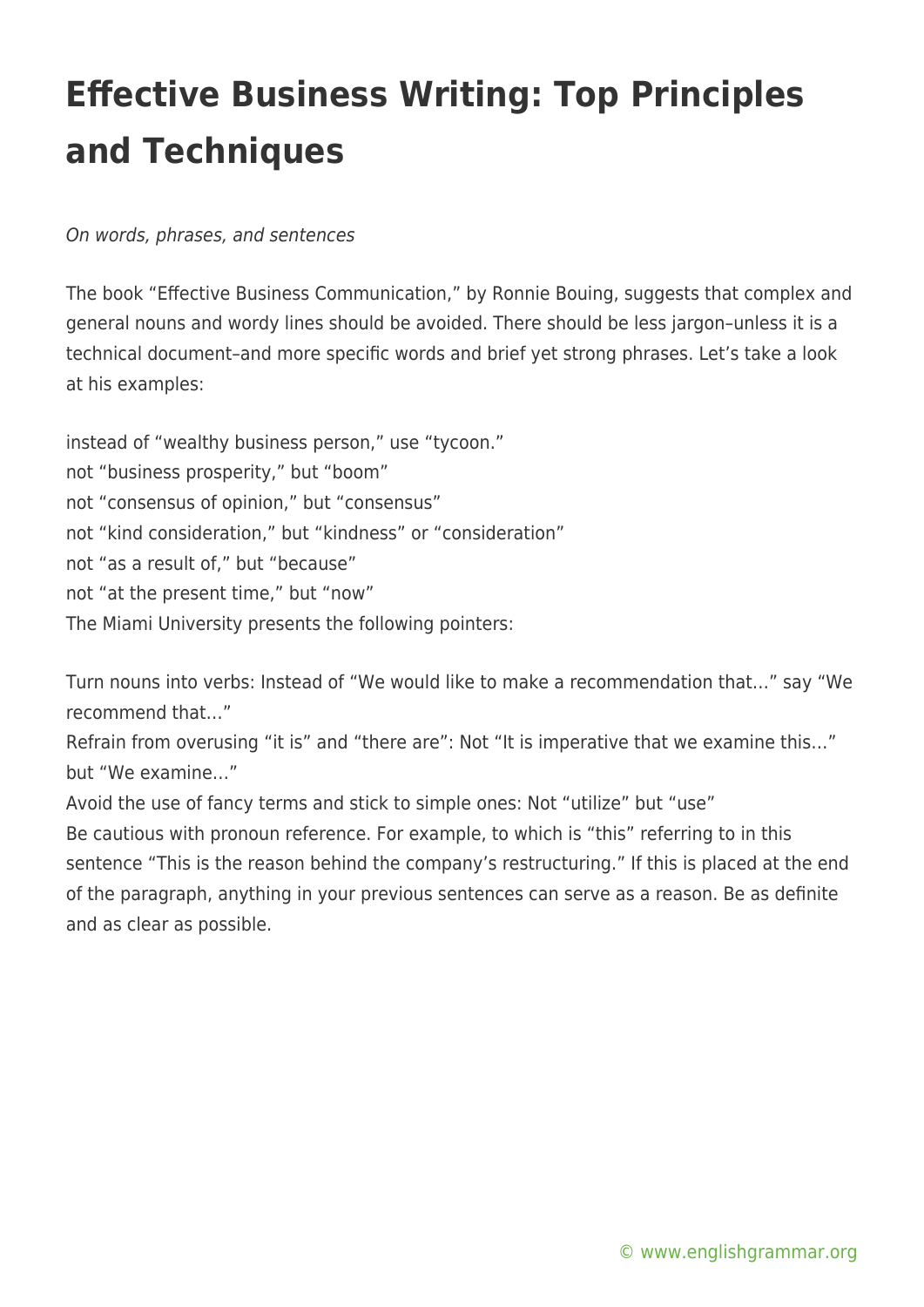# Effective Business Writing: Top Principles and Techniques

*On words, phrases, and sentences*

The book "Effective Business Communication," by Ronnie Bouing, suggests that complex and general nouns and wordy lines should be avoided. There should be less jargon–unless it is a technical document–and more specific words and brief yet strong phrases. Let's take a look at his examples:

instead of "wealthy business person," use "tycoon."
not "business prosperity," but "boom"
not "consensus of opinion," but "consensus"
not "kind consideration," but "kindness" or "consideration"
not "as a result of," but "because"
not "at the present time," but "now"
The Miami University presents the following pointers:

Turn nouns into verbs: Instead of "We would like to make a recommendation that…" say "We recommend that…"
Refrain from overusing "it is" and "there are": Not "It is imperative that we examine this…" but "We examine…"
Avoid the use of fancy terms and stick to simple ones: Not "utilize" but "use"
Be cautious with pronoun reference. For example, to which is "this" referring to in this sentence "This is the reason behind the company's restructuring." If this is placed at the end of the paragraph, anything in your previous sentences can serve as a reason. Be as definite and as clear as possible.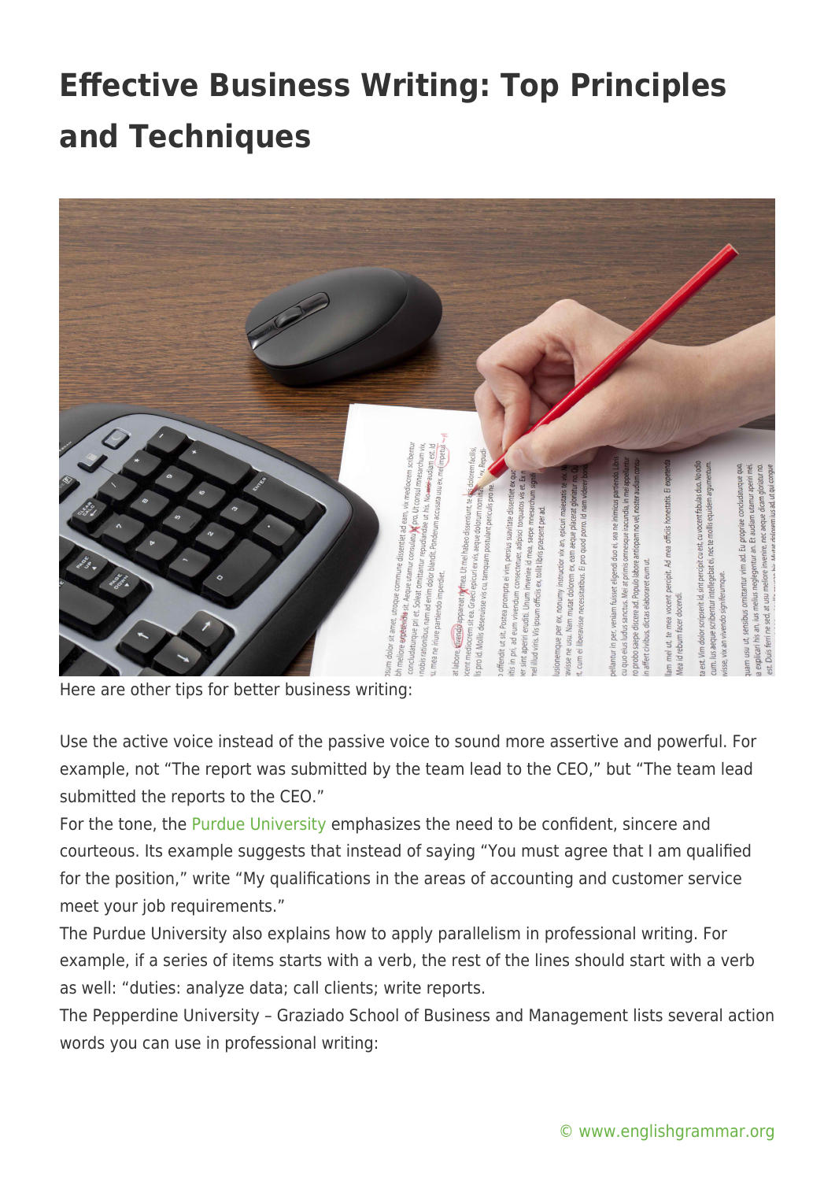# Effective Business Writing: Top Principles and Techniques

Here are other tips for better business writing:

Use the active voice instead of the passive voice to sound more assertive and powerful. For example, not "The report was submitted by the team lead to the CEO," but "The team lead submitted the reports to the CEO."

For the tone, the Purdue University emphasizes the need to be confident, sincere and courteous. Its example suggests that instead of saying "You must agree that I am qualified for the position," write "My qualifications in the areas of accounting and customer service meet your job requirements."

The Purdue University also explains how to apply parallelism in professional writing. For example, if a series of items starts with a verb, the rest of the lines should start with a verb as well: "duties: analyze data; call clients; write reports.

The Pepperdine University – Graziado School of Business and Management lists several action words you can use in professional writing: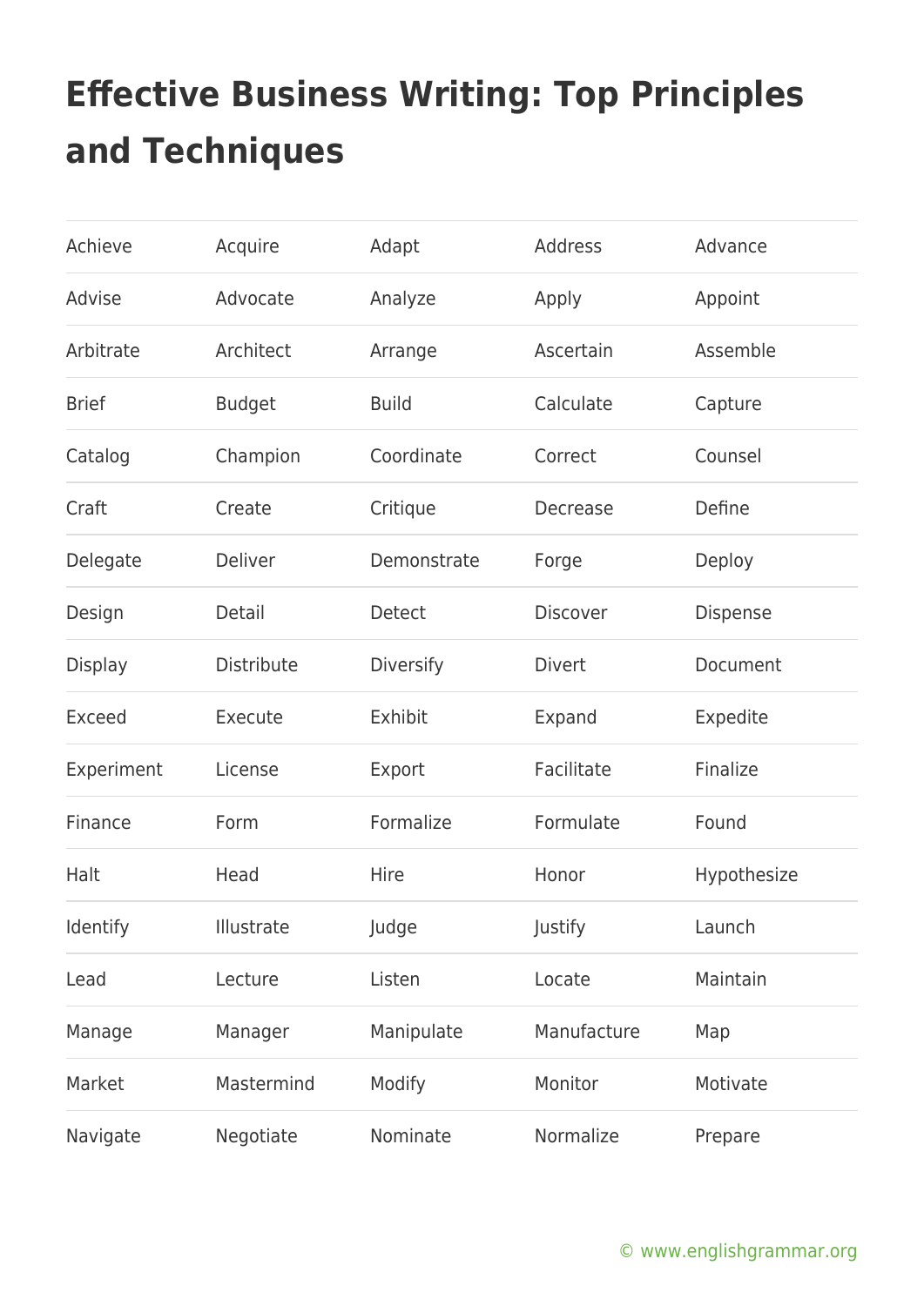# Effective Business Writing: Top Principles and Techniques

| | | | | |
|---|---|---|---|---|
| Achieve | Acquire | Adapt | Address | Advance |
| Advise | Advocate | Analyze | Apply | Appoint |
| Arbitrate | Architect | Arrange | Ascertain | Assemble |
| Brief | Budget | Build | Calculate | Capture |
| Catalog | Champion | Coordinate | Correct | Counsel |
| Craft | Create | Critique | Decrease | Define |
| Delegate | Deliver | Demonstrate | Forge | Deploy |
| Design | Detail | Detect | Discover | Dispense |
| Display | Distribute | Diversify | Divert | Document |
| Exceed | Execute | Exhibit | Expand | Expedite |
| Experiment | License | Export | Facilitate | Finalize |
| Finance | Form | Formalize | Formulate | Found |
| Halt | Head | Hire | Honor | Hypothesize |
| Identify | Illustrate | Judge | Justify | Launch |
| Lead | Lecture | Listen | Locate | Maintain |
| Manage | Manager | Manipulate | Manufacture | Map |
| Market | Mastermind | Modify | Monitor | Motivate |
| Navigate | Negotiate | Nominate | Normalize | Prepare |

© www.englishgrammar.org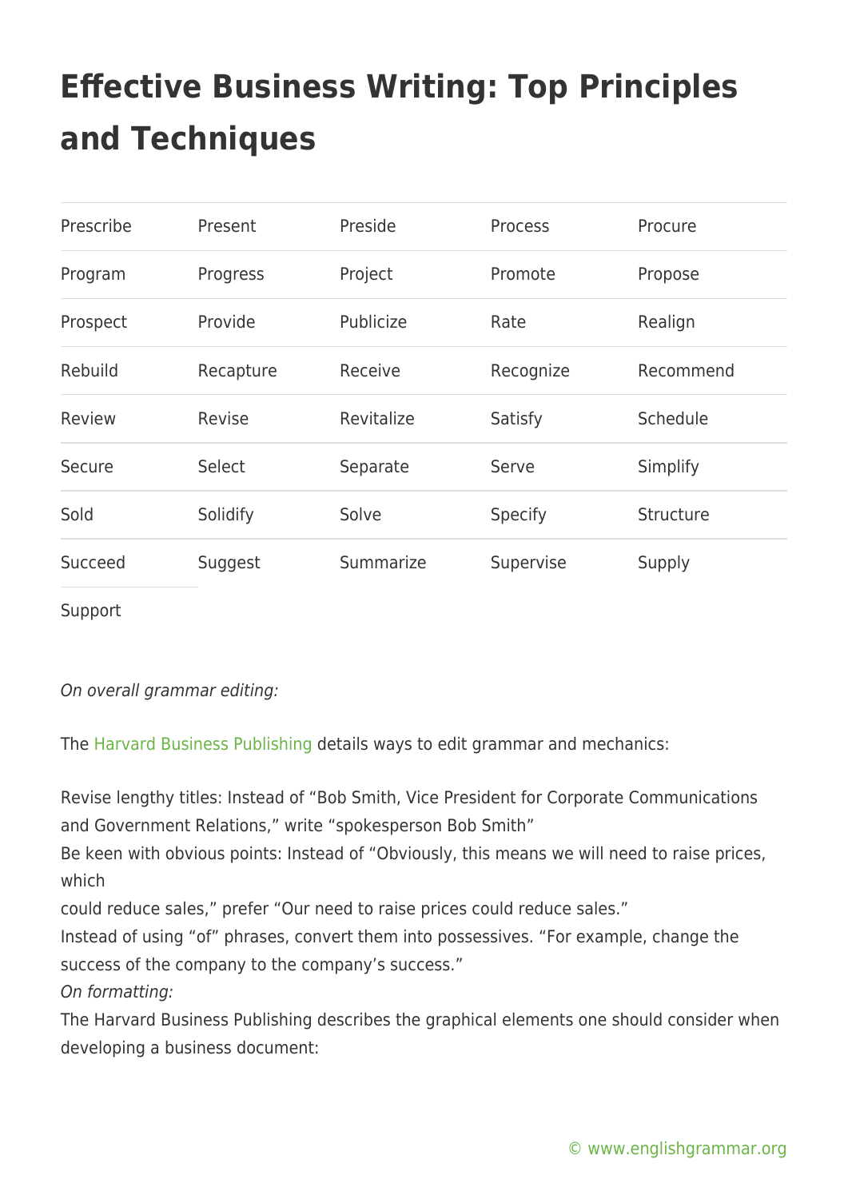# Effective Business Writing: Top Principles and Techniques

| | | | | |
|---|---|---|---|---|
| Prescribe | Present | Preside | Process | Procure |
| Program | Progress | Project | Promote | Propose |
| Prospect | Provide | Publicize | Rate | Realign |
| Rebuild | Recapture | Receive | Recognize | Recommend |
| Review | Revise | Revitalize | Satisfy | Schedule |
| Secure | Select | Separate | Serve | Simplify |
| Sold | Solidify | Solve | Specify | Structure |
| Succeed | Suggest | Summarize | Supervise | Supply |
| Support | | | | |

*On overall grammar editing:*

The Harvard Business Publishing details ways to edit grammar and mechanics:

Revise lengthy titles: Instead of "Bob Smith, Vice President for Corporate Communications and Government Relations," write "spokesperson Bob Smith"
Be keen with obvious points: Instead of "Obviously, this means we will need to raise prices, which
could reduce sales," prefer "Our need to raise prices could reduce sales."
Instead of using "of" phrases, convert them into possessives. "For example, change the success of the company to the company's success."
*On formatting:*
The Harvard Business Publishing describes the graphical elements one should consider when developing a business document: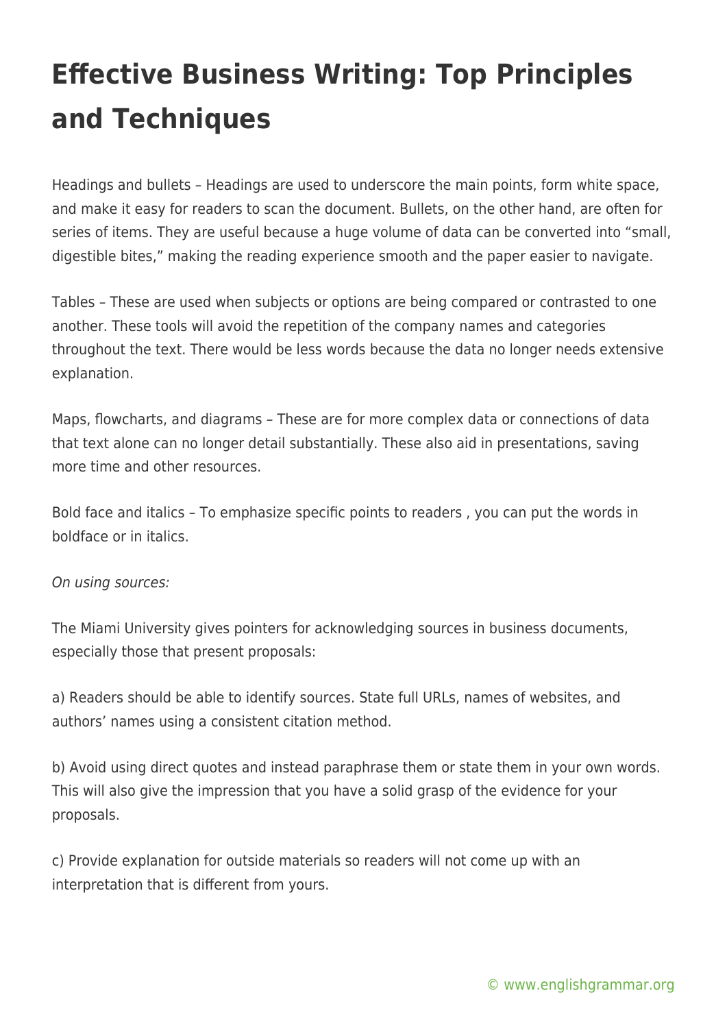# Effective Business Writing: Top Principles and Techniques

Headings and bullets – Headings are used to underscore the main points, form white space, and make it easy for readers to scan the document. Bullets, on the other hand, are often for series of items. They are useful because a huge volume of data can be converted into "small, digestible bites," making the reading experience smooth and the paper easier to navigate.

Tables – These are used when subjects or options are being compared or contrasted to one another. These tools will avoid the repetition of the company names and categories throughout the text. There would be less words because the data no longer needs extensive explanation.

Maps, flowcharts, and diagrams – These are for more complex data or connections of data that text alone can no longer detail substantially. These also aid in presentations, saving more time and other resources.

Bold face and italics – To emphasize specific points to readers , you can put the words in boldface or in italics.

*On using sources:*

The Miami University gives pointers for acknowledging sources in business documents, especially those that present proposals:

a) Readers should be able to identify sources. State full URLs, names of websites, and authors' names using a consistent citation method.

b) Avoid using direct quotes and instead paraphrase them or state them in your own words. This will also give the impression that you have a solid grasp of the evidence for your proposals.

c) Provide explanation for outside materials so readers will not come up with an interpretation that is different from yours.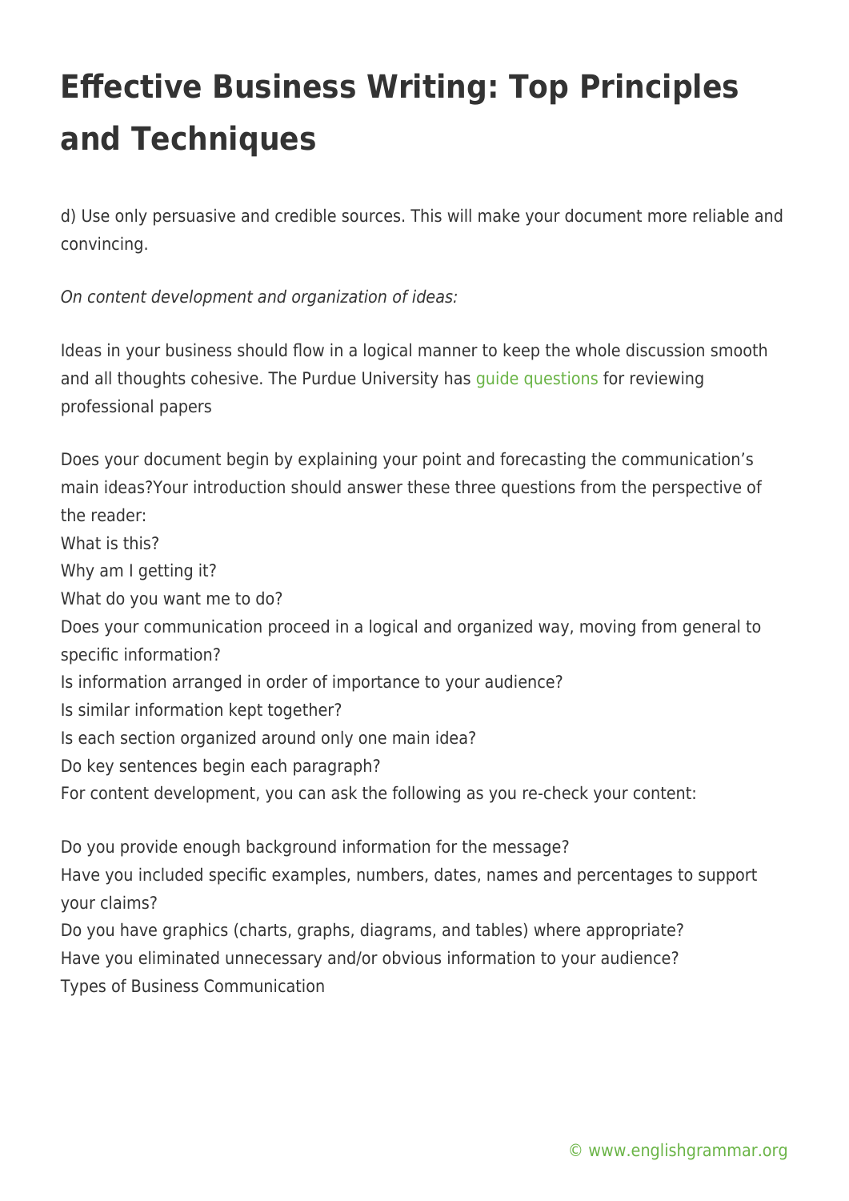d) Use only persuasive and credible sources. This will make your document more reliable and convincing.

*On content development and organization of ideas:*

Ideas in your business should flow in a logical manner to keep the whole discussion smooth and all thoughts cohesive. The Purdue University has guide questions for reviewing professional papers

Does your document begin by explaining your point and forecasting the communication's main ideas?Your introduction should answer these three questions from the perspective of the reader:
What is this?
Why am I getting it?
What do you want me to do?
Does your communication proceed in a logical and organized way, moving from general to specific information?
Is information arranged in order of importance to your audience?
Is similar information kept together?
Is each section organized around only one main idea?
Do key sentences begin each paragraph?
For content development, you can ask the following as you re-check your content:

Do you provide enough background information for the message?
Have you included specific examples, numbers, dates, names and percentages to support your claims?
Do you have graphics (charts, graphs, diagrams, and tables) where appropriate?
Have you eliminated unnecessary and/or obvious information to your audience?
Types of Business Communication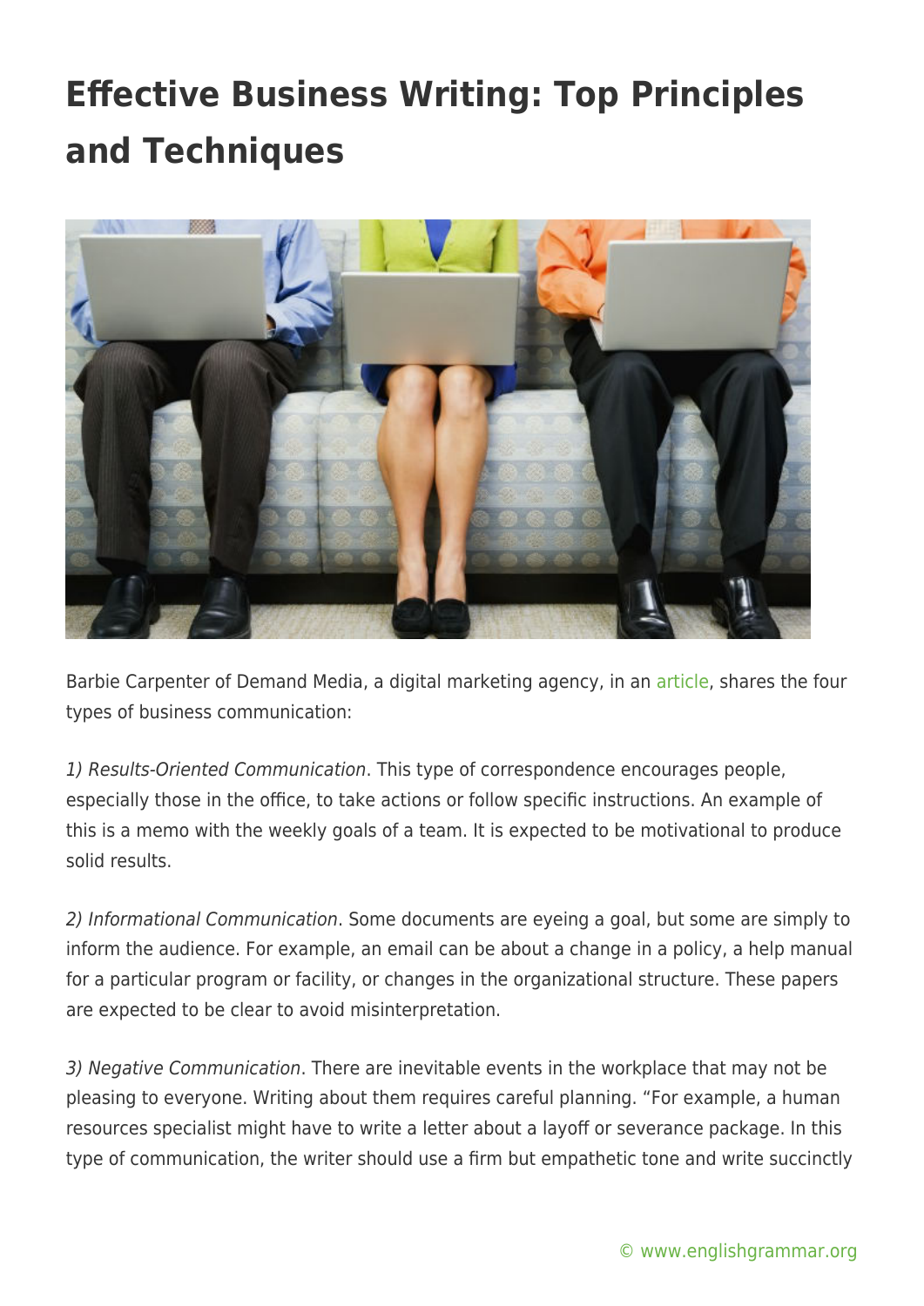# Effective Business Writing: Top Principles and Techniques

Barbie Carpenter of Demand Media, a digital marketing agency, in an article, shares the four types of business communication:

*1) Results-Oriented Communication*. This type of correspondence encourages people, especially those in the office, to take actions or follow specific instructions. An example of this is a memo with the weekly goals of a team. It is expected to be motivational to produce solid results.

*2) Informational Communication*. Some documents are eyeing a goal, but some are simply to inform the audience. For example, an email can be about a change in a policy, a help manual for a particular program or facility, or changes in the organizational structure. These papers are expected to be clear to avoid misinterpretation.

*3) Negative Communication*. There are inevitable events in the workplace that may not be pleasing to everyone. Writing about them requires careful planning. "For example, a human resources specialist might have to write a letter about a layoff or severance package. In this type of communication, the writer should use a firm but empathetic tone and write succinctly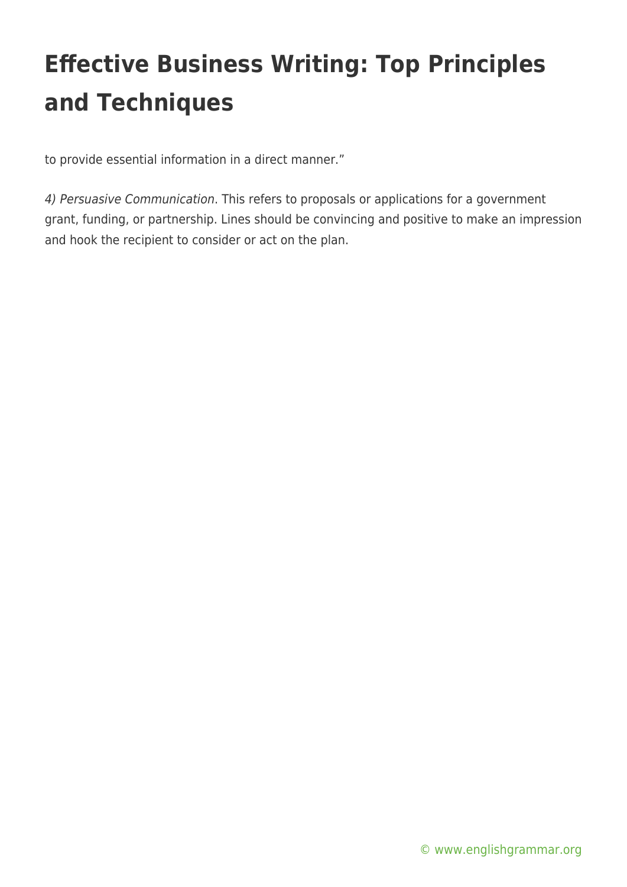to provide essential information in a direct manner."

*4) Persuasive Communication*. This refers to proposals or applications for a government grant, funding, or partnership. Lines should be convincing and positive to make an impression and hook the recipient to consider or act on the plan.